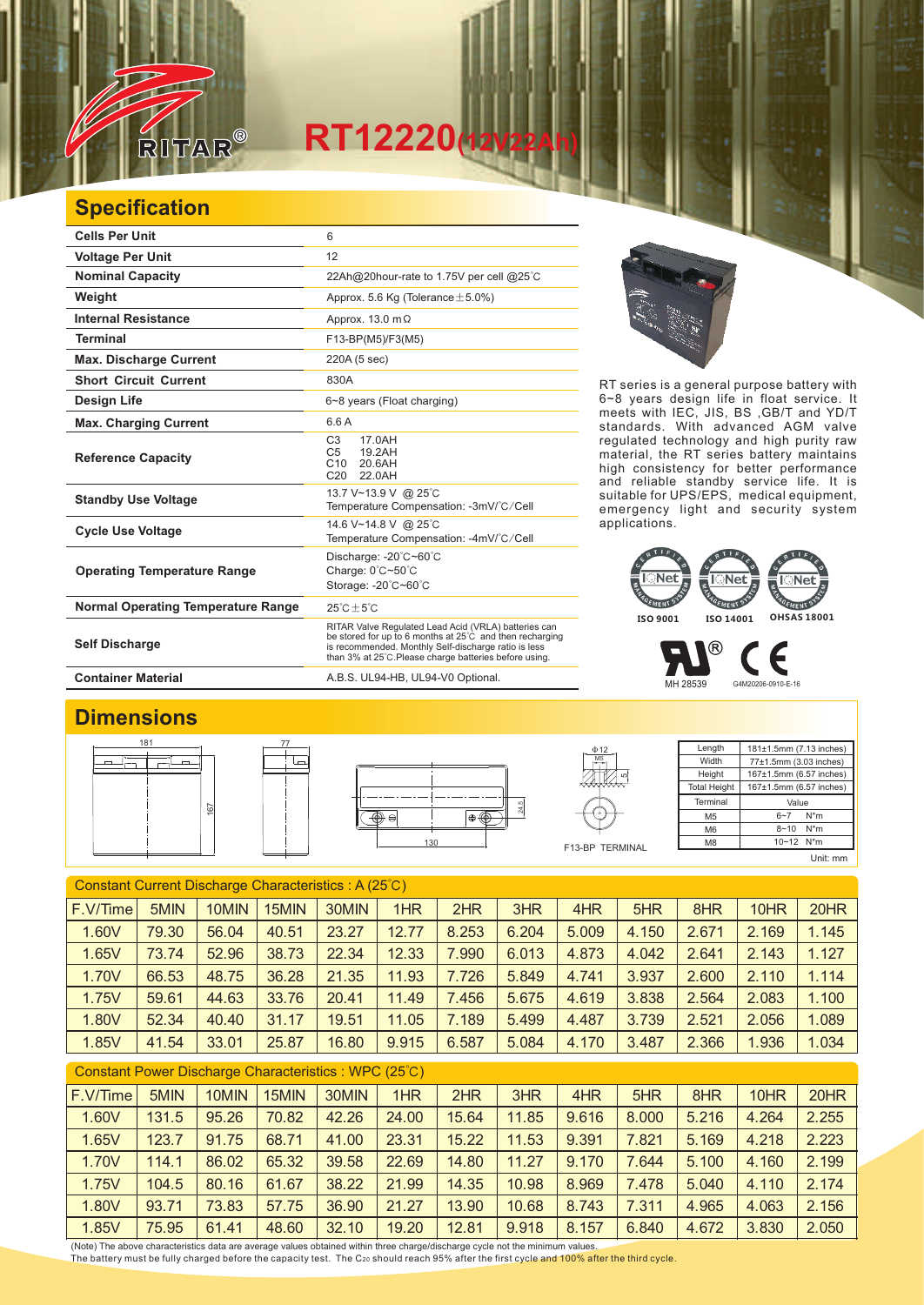# RT12220(12V22Ah)

## Specification

| | |
|---|---|
| **Cells Per Unit** | 6 |
| **Voltage Per Unit** | 12 |
| **Nominal Capacity** | 22Ah@20hour-rate to 1.75V per cell @25℃ |
| **Weight** | Approx. 5.6 Kg (Tolerance±5.0%) |
| **Internal Resistance** | Approx. 13.0 mΩ |
| **Terminal** | F13-BP(M5)/F3(M5) |
| **Max. Discharge Current** | 220A (5 sec) |
| **Short Circuit Current** | 830A |
| **Design Life** | 6~8 years (Float charging) |
| **Max. Charging Current** | 6.6 A |
| **Reference Capacity** | C3 17.0AH<br>C5 19.2AH<br>C10 20.6AH<br>C20 22.0AH |
| **Standby Use Voltage** | 13.7 V~13.9 V @ 25℃<br>Temperature Compensation: -3mV/℃/Cell |
| **Cycle Use Voltage** | 14.6 V~14.8 V @ 25℃<br>Temperature Compensation: -4mV/℃/Cell |
| **Operating Temperature Range** | Discharge: -20℃~60℃<br>Charge: 0℃~50℃<br>Storage: -20℃~60℃ |
| **Normal Operating Temperature Range** | 25℃±5℃ |
| **Self Discharge** | RITAR Valve Regulated Lead Acid (VRLA) batteries can be stored for up to 6 months at 25℃ and then recharging is recommended. Monthly Self-discharge ratio is less than 3% at 25℃.Please charge batteries before using. |
| **Container Material** | A.B.S. UL94-HB, UL94-V0 Optional. |

RT series is a general purpose battery with 6~8 years design life in float service. It meets with IEC, JIS, BS ,GB/T and YD/T standards. With advanced AGM valve regulated technology and high purity raw material, the RT series battery maintains high consistency for better performance and reliable standby service life. It is suitable for UPS/EPS, medical equipment, emergency light and security system applications.

ISO 9001 ISO 14001 OHSAS 18001

MH 28539 G4M20206-0910-E-16

## Dimensions

| Length | 181±1.5mm (7.13 inches) |
|---|---|
| Width | 77±1.5mm (3.03 inches) |
| Height | 167±1.5mm (6.57 inches) |
| Total Height | 167±1.5mm (6.57 inches) |

| Terminal | Value |
|---|---|
| M5 | 6~7 N*m |
| M6 | 8~10 N*m |
| M8 | 10~12 N*m |

Unit: mm

F13-BP TERMINAL

### Constant Current Discharge Characteristics : A (25℃)

| F.V/Time | 5MIN | 10MIN | 15MIN | 30MIN | 1HR | 2HR | 3HR | 4HR | 5HR | 8HR | 10HR | 20HR |
|---|---|---|---|---|---|---|---|---|---|---|---|---|
| 1.60V | 79.30 | 56.04 | 40.51 | 23.27 | 12.77 | 8.253 | 6.204 | 5.009 | 4.150 | 2.671 | 2.169 | 1.145 |
| 1.65V | 73.74 | 52.96 | 38.73 | 22.34 | 12.33 | 7.990 | 6.013 | 4.873 | 4.042 | 2.641 | 2.143 | 1.127 |
| 1.70V | 66.53 | 48.75 | 36.28 | 21.35 | 11.93 | 7.726 | 5.849 | 4.741 | 3.937 | 2.600 | 2.110 | 1.114 |
| 1.75V | 59.61 | 44.63 | 33.76 | 20.41 | 11.49 | 7.456 | 5.675 | 4.619 | 3.838 | 2.564 | 2.083 | 1.100 |
| 1.80V | 52.34 | 40.40 | 31.17 | 19.51 | 11.05 | 7.189 | 5.499 | 4.487 | 3.739 | 2.521 | 2.056 | 1.089 |
| 1.85V | 41.54 | 33.01 | 25.87 | 16.80 | 9.915 | 6.587 | 5.084 | 4.170 | 3.487 | 2.366 | 1.936 | 1.034 |

### Constant Power Discharge Characteristics : WPC (25℃)

| F.V/Time | 5MIN | 10MIN | 15MIN | 30MIN | 1HR | 2HR | 3HR | 4HR | 5HR | 8HR | 10HR | 20HR |
|---|---|---|---|---|---|---|---|---|---|---|---|---|
| 1.60V | 131.5 | 95.26 | 70.82 | 42.26 | 24.00 | 15.64 | 11.85 | 9.616 | 8.000 | 5.216 | 4.264 | 2.255 |
| 1.65V | 123.7 | 91.75 | 68.71 | 41.00 | 23.31 | 15.22 | 11.53 | 9.391 | 7.821 | 5.169 | 4.218 | 2.223 |
| 1.70V | 114.1 | 86.02 | 65.32 | 39.58 | 22.69 | 14.80 | 11.27 | 9.170 | 7.644 | 5.100 | 4.160 | 2.199 |
| 1.75V | 104.5 | 80.16 | 61.67 | 38.22 | 21.99 | 14.35 | 10.98 | 8.969 | 7.478 | 5.040 | 4.110 | 2.174 |
| 1.80V | 93.71 | 73.83 | 57.75 | 36.90 | 21.27 | 13.90 | 10.68 | 8.743 | 7.311 | 4.965 | 4.063 | 2.156 |
| 1.85V | 75.95 | 61.41 | 48.60 | 32.10 | 19.20 | 12.81 | 9.918 | 8.157 | 6.840 | 4.672 | 3.830 | 2.050 |

(Note) The above characteristics data are average values obtained within three charge/discharge cycle not the minimum values.
The battery must be fully charged before the capacity test. The $C_{20}$ should reach 95% after the first cycle and 100% after the third cycle.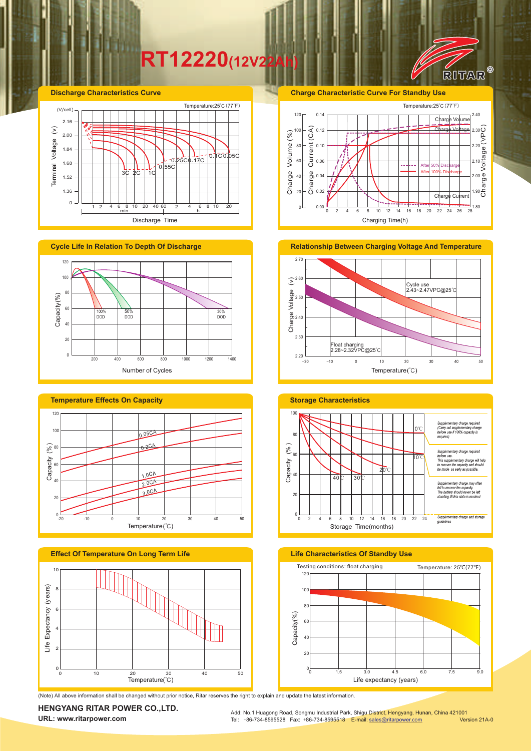# RT12220(12V22Ah)

RITAR®

## Discharge Characteristics Curve

Temperature:25°C (77°F)

(V/cell)

Terminal Voltage (v)

2.16
2.00
1.84
1.68
1.52
1.36
0

3C 2C 1C 0.55C 0.25C 0.17C 0.1C 0.05C

1 2 4 6 8 10 20 40 60 2 4 6 8 10 20

min h

Discharge Time

## Charge Characteristic Curve For Standby Use

Temperature:25°C (77°F)

Charge Volume (%)
Charge Current (CA)
Charge Voltage (VPC)

120 100 80 60 40 20 0

0.14 0.12 0.10 0.06 0.04 0.02 0.00

2.40 2.30 2.20 2.10 2.00 1.90 1.80

Charge Volume
Charge Voltage
After 50% Discharge
After 100% Discharge
Charge Current

0 2 4 6 8 10 12 14 16 18 20 22 24 26 28

Charging Time(h)

## Cycle Life In Relation To Depth Of Discharge

Capacity(%)

120 100 80 60 40 20 0

100% DOD
50% DOD
30% DOD

200 400 600 800 1000 1200 1400

Number of Cycles

## Relationship Between Charging Voltage And Temperature

Charge Voltage (v)

2.70 2.60 2.50 2.40 2.30 2.20

Cycle use 2.43~2.47VPC@25°C

Float charging 2.28~2.32VPC@25°C

−20 −10 0 10 20 30 40 50

Temperature(°C)

## Temperature Effects On Capacity

Capacity (%)

120 100 80 60 40 20 0

0.05CA
0.2CA
1.0CA
2.0CA
3.0CA

-20 -10 0 10 20 30 40 50

Temperature(°C)

## Storage Characteristics

Capacity (%)

100 80 60 40 20 0

0°C
10°C
20°C
30°C
40°C

0 2 4 6 8 10 12 14 16 18 20 22 24

Storage Time(months)

*Supplementary charge required (Carry out supplementary charge before use if 100% capacity is requires)*

*Supplementary charge required before use. This supplementary charge will help to recover the capacity and should be made as early as possible.*

*Supplementary charge may often fail to recover the capacity. The battery should never be left standing till this state is reached*

*Supplementary charge and storage guidelines*

## Effect Of Temperature On Long Term Life

Life Expectancy (years)

10 8 6 4 2 0

0 10 20 30 40 50

Temperature(°C)

## Life Characteristics Of Standby Use

Testing conditions: float charging

Temperature: 25°C(77°F)

Capacity(%)

120 100 80 60 40 20 0

0 1.5 3.0 4.5 6.0 7.5 9.0

Life expectancy (years)

(Note) All above information shall be changed without prior notice, Ritar reserves the right to explain and update the latest information.

**HENGYANG RITAR POWER CO.,LTD.**

**URL: www.ritarpower.com**

Add: No.1 Huagong Road, Songmu Industrial Park, Shigu District, Hengyang, Hunan, China 421001

Tel: +86-734-8595528 Fax: +86-734-8595518 E-mail: sales@ritarpower.com

Version 21A-0